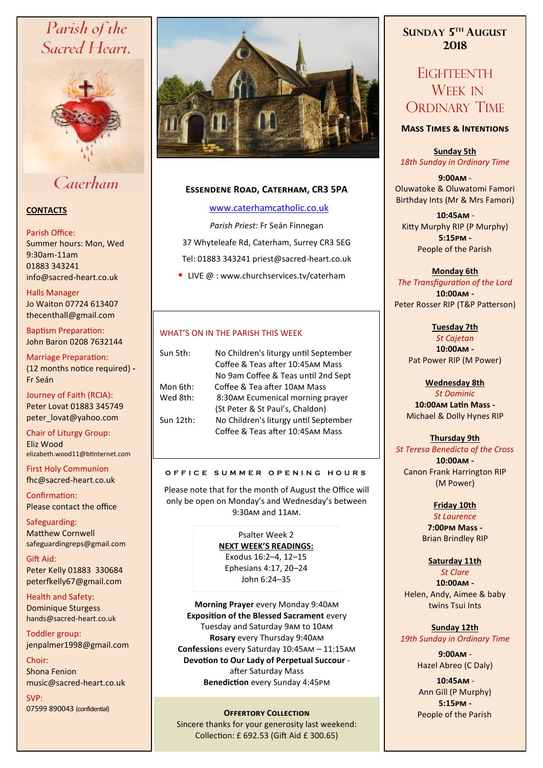# Parish of the Sacred Heart, Caterham

## CONTACTS

Parish Office:
Summer hours: Mon, Wed 9:30am-11am
01883 343241
info@sacred-heart.co.uk

Halls Manager
Jo Waiton 07724 613407
thecenthall@gmail.com

Baptism Preparation:
John Baron 0208 7632144

Marriage Preparation:
(12 months notice required) - Fr Seán

Journey of Faith (RCIA):
Peter Lovat 01883 345749
peter_lovat@yahoo.com

Chair of Liturgy Group:
Eliz Wood
elizabeth.wood11@btinternet.com

First Holy Communion
fhc@sacred-heart.co.uk

Confirmation:
Please contact the office

Safeguarding:
Matthew Cornwell
safeguardingreps@gmail.com

Gift Aid:
Peter Kelly 01883 330684
peterfkelly67@gmail.com

Health and Safety:
Dominique Sturgess
hands@sacred-heart.co.uk

Toddler group:
jenpalmer1998@gmail.com

Choir:
Shona Fenion
music@sacred-heart.co.uk

SVP:
07599 890043 (confidential)

## Essendene Road, Caterham, CR3 5PA

www.caterhamcatholic.co.uk

*Parish Priest:* Fr Seán Finnegan

37 Whyteleafe Rd, Caterham, Surrey CR3 5EG

Tel: 01883 343241 priest@sacred-heart.co.uk

- LIVE @ : www.churchservices.tv/caterham

### WHAT'S ON IN THE PARISH THIS WEEK

| | |
|---|---|
| Sun 5th: | No Children's liturgy until September<br>Coffee & Teas after 10:45AM Mass<br>No 9am Coffee & Teas until 2nd Sept |
| Mon 6th: | Coffee & Tea after 10AM Mass |
| Wed 8th: | 8:30AM Ecumenical morning prayer (St Peter & St Paul's, Chaldon) |
| Sun 12th: | No Children's liturgy until September<br>Coffee & Teas after 10:45AM Mass |

### OFFICE SUMMER OPENING HOURS

Please note that for the month of August the Office will only be open on Monday's and Wednesday's between 9:30AM and 11AM.

Psalter Week 2

**NEXT WEEK'S READINGS:**
Exodus 16:2–4, 12–15
Ephesians 4:17, 20–24
John 6:24–35

**Morning Prayer** every Monday 9:40AM
**Exposition of the Blessed Sacrament** every Tuesday and Saturday 9AM to 10AM
**Rosary** every Thursday 9:40AM
**Confessions** every Saturday 10:45AM – 11:15AM
**Devotion to Our Lady of Perpetual Succour** - after Saturday Mass
**Benediction** every Sunday 4:45PM

### Offertory Collection

Sincere thanks for your generosity last weekend:
Collection: £ 692.53 (Gift Aid £ 300.65)

## Sunday 5th August 2018

## Eighteenth Week in Ordinary Time

### Mass Times & Intentions

**Sunday 5th**
*18th Sunday in Ordinary Time*
**9:00AM** -
Oluwatoke & Oluwatomi Famori Birthday Ints (Mr & Mrs Famori)
**10:45AM** -
Kitty Murphy RIP (P Murphy)
**5:15PM** -
People of the Parish

**Monday 6th**
*The Transfiguration of the Lord*
**10:00AM** -
Peter Rosser RIP (T&P Patterson)

**Tuesday 7th**
*St Cajetan*
**10:00AM** -
Pat Power RIP (M Power)

**Wednesday 8th**
*St Dominic*
**10:00AM Latin Mass** -
Michael & Dolly Hynes RIP

**Thursday 9th**
*St Teresa Benedicta of the Cross*
**10:00AM** -
Canon Frank Harrington RIP (M Power)

**Friday 10th**
*St Laurence*
**7:00PM Mass** -
Brian Brindley RIP

**Saturday 11th**
*St Clare*
**10:00AM** -
Helen, Andy, Aimee & baby twins Tsui Ints

**Sunday 12th**
*19th Sunday in Ordinary Time*
**9:00AM** -
Hazel Abreo (C Daly)
**10:45AM** -
Ann Gill (P Murphy)
**5:15PM** -
People of the Parish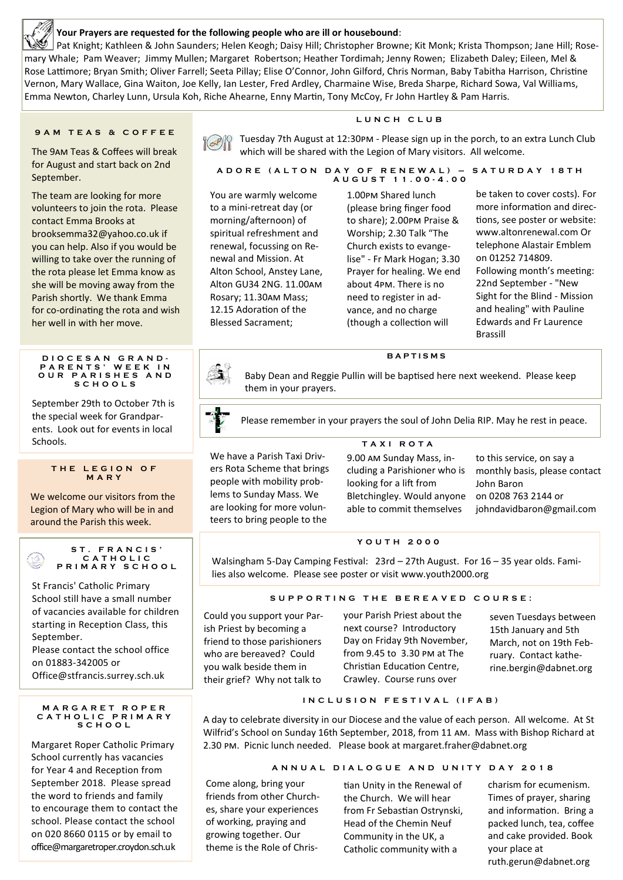**Your Prayers are requested for the following people who are ill or housebound**:

Pat Knight; Kathleen & John Saunders; Helen Keogh; Daisy Hill; Christopher Browne; Kit Monk; Krista Thompson; Jane Hill; Rosemary Whale; Pam Weaver; Jimmy Mullen; Margaret Robertson; Heather Tordimah; Jenny Rowen; Elizabeth Daley; Eileen, Mel & Rose Lattimore; Bryan Smith; Oliver Farrell; Seeta Pillay; Elise O'Connor, John Gilford, Chris Norman, Baby Tabitha Harrison, Christine Vernon, Mary Wallace, Gina Waiton, Joe Kelly, Ian Lester, Fred Ardley, Charmaine Wise, Breda Sharpe, Richard Sowa, Val Williams, Emma Newton, Charley Lunn, Ursula Koh, Riche Ahearne, Enny Martin, Tony McCoy, Fr John Hartley & Pam Harris.

### 9AM TEAS & COFFEE

The 9AM Teas & Coffees will break for August and start back on 2nd September.

The team are looking for more volunteers to join the rota. Please contact Emma Brooks at brooksemma32@yahoo.co.uk if you can help. Also if you would be willing to take over the running of the rota please let Emma know as she will be moving away from the Parish shortly. We thank Emma for co-ordinating the rota and wish her well in with her move.

### DIOCESAN GRANDPARENTS' WEEK IN OUR PARISHES AND SCHOOLS

September 29th to October 7th is the special week for Grandparents. Look out for events in local Schools.

### THE LEGION OF MARY

We welcome our visitors from the Legion of Mary who will be in and around the Parish this week.

### ST. FRANCIS' CATHOLIC PRIMARY SCHOOL

St Francis' Catholic Primary School still have a small number of vacancies available for children starting in Reception Class, this September.
Please contact the school office on 01883-342005 or Office@stfrancis.surrey.sch.uk

### MARGARET ROPER CATHOLIC PRIMARY SCHOOL

Margaret Roper Catholic Primary School currently has vacancies for Year 4 and Reception from September 2018. Please spread the word to friends and family to encourage them to contact the school. Please contact the school on 020 8660 0115 or by email to office@margaretroper.croydon.sch.uk

### LUNCH CLUB

Tuesday 7th August at 12:30PM - Please sign up in the porch, to an extra Lunch Club which will be shared with the Legion of Mary visitors. All welcome.

### ADORE (ALTON DAY OF RENEWAL) – SATURDAY 18TH AUGUST 11.00-4.00

You are warmly welcome to a mini-retreat day (or morning/afternoon) of spiritual refreshment and renewal, focussing on Renewal and Mission. At Alton School, Anstey Lane, Alton GU34 2NG. 11.00AM Rosary; 11.30AM Mass; 12.15 Adoration of the Blessed Sacrament; 1.00PM Shared lunch (please bring finger food to share); 2.00PM Praise & Worship; 2.30 Talk "The Church exists to evangelise" - Fr Mark Hogan; 3.30 Prayer for healing. We end about 4PM. There is no need to register in advance, and no charge (though a collection will be taken to cover costs). For more information and directions, see poster or website: www.altonrenewal.com Or telephone Alastair Emblem on 01252 714809. Following month's meeting: 22nd September - "New Sight for the Blind - Mission and healing" with Pauline Edwards and Fr Laurence Brassill

### BAPTISMS

Baby Dean and Reggie Pullin will be baptised here next weekend. Please keep them in your prayers.

Please remember in your prayers the soul of John Delia RIP. May he rest in peace.

### TAXI ROTA

We have a Parish Taxi Drivers Rota Scheme that brings people with mobility problems to Sunday Mass. We are looking for more volunteers to bring people to the 9.00 AM Sunday Mass, including a Parishioner who is looking for a lift from Bletchingley. Would anyone able to commit themselves to this service, on say a monthly basis, please contact John Baron on 0208 763 2144 or johndavidbaron@gmail.com

### YOUTH 2000

Walsingham 5-Day Camping Festival: 23rd – 27th August. For 16 – 35 year olds. Families also welcome. Please see poster or visit www.youth2000.org

### SUPPORTING THE BEREAVED COURSE:

Could you support your Parish Priest by becoming a friend to those parishioners who are bereaved? Could you walk beside them in their grief? Why not talk to your Parish Priest about the next course? Introductory Day on Friday 9th November, from 9.45 to 3.30 PM at The Christian Education Centre, Crawley. Course runs over seven Tuesdays between 15th January and 5th March, not on 19th February. Contact katherine.bergin@dabnet.org

### INCLUSION FESTIVAL (IFAB)

A day to celebrate diversity in our Diocese and the value of each person. All welcome. At St Wilfrid's School on Sunday 16th September, 2018, from 11 AM. Mass with Bishop Richard at 2.30 PM. Picnic lunch needed. Please book at margaret.fraher@dabnet.org

### ANNUAL DIALOGUE AND UNITY DAY 2018

Come along, bring your friends from other Churches, share your experiences of working, praying and growing together. Our theme is the Role of Christian Unity in the Renewal of the Church. We will hear from Fr Sebastian Ostrynski, Head of the Chemin Neuf Community in the UK, a Catholic community with a charism for ecumenism. Times of prayer, sharing and information. Bring a packed lunch, tea, coffee and cake provided. Book your place at ruth.gerun@dabnet.org